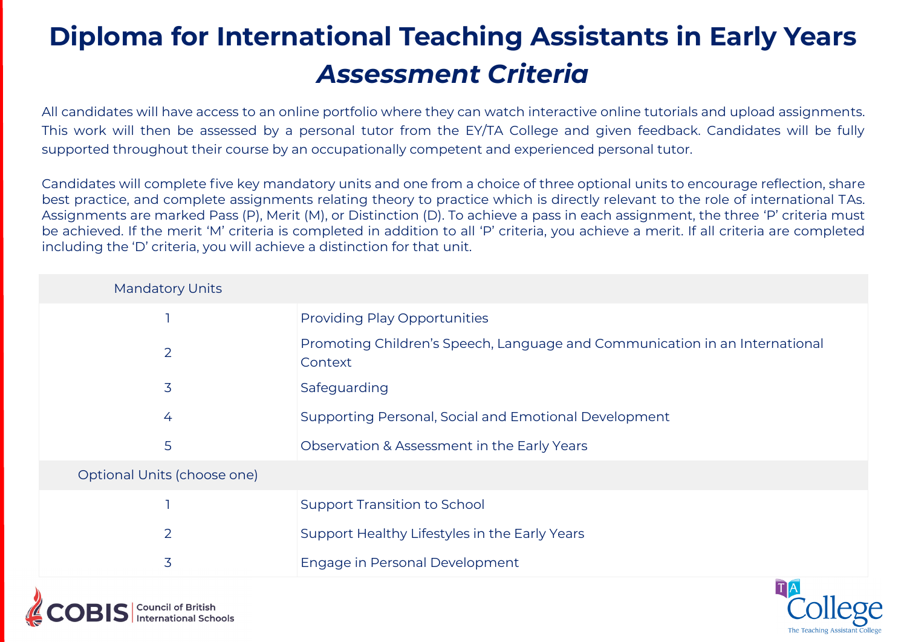# Diploma for International Teaching Assistants in Early Years

## *Assessment Criteria*

All candidates will have access to an online portfolio where they can watch interactive online tutorials and upload assignments. This work will then be assessed by a personal tutor from the EY/TA College and given feedback. Candidates will be fully supported throughout their course by an occupationally competent and experienced personal tutor.

Candidates will complete five key mandatory units and one from a choice of three optional units to encourage reflection, share best practice, and complete assignments relating theory to practice which is directly relevant to the role of international TAs. Assignments are marked Pass (P), Merit (M), or Distinction (D). To achieve a pass in each assignment, the three 'P' criteria must be achieved. If the merit 'M' criteria is completed in addition to all 'P' criteria, you achieve a merit. If all criteria are completed including the 'D' criteria, you will achieve a distinction for that unit.

| Mandatory Units | |
|---|---|
| 1 | Providing Play Opportunities |
| 2 | Promoting Children's Speech, Language and Communication in an International Context |
| 3 | Safeguarding |
| 4 | Supporting Personal, Social and Emotional Development |
| 5 | Observation & Assessment in the Early Years |
| **Optional Units (choose one)** | |
| 1 | Support Transition to School |
| 2 | Support Healthy Lifestyles in the Early Years |
| 3 | Engage in Personal Development |

COBIS Council of British International Schools

TA College The Teaching Assistant College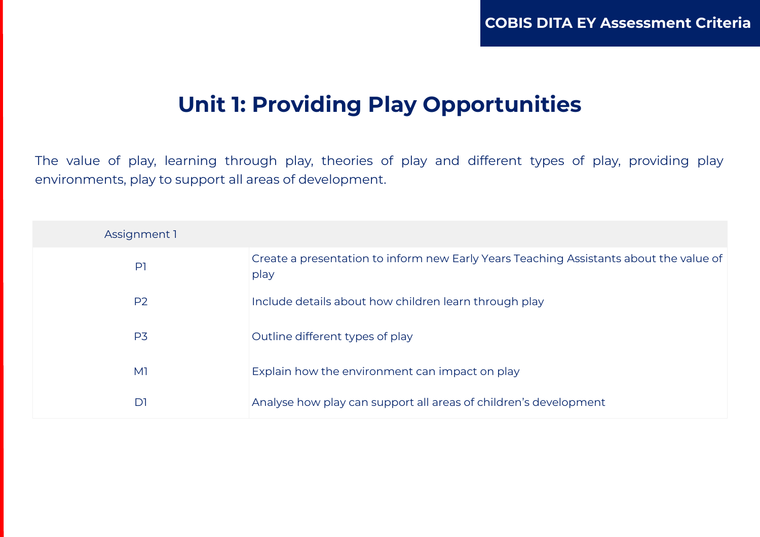# Unit 1: Providing Play Opportunities

The value of play, learning through play, theories of play and different types of play, providing play environments, play to support all areas of development.

| Assignment 1 | |
|---|---|
| P1 | Create a presentation to inform new Early Years Teaching Assistants about the value of play |
| P2 | Include details about how children learn through play |
| P3 | Outline different types of play |
| M1 | Explain how the environment can impact on play |
| D1 | Analyse how play can support all areas of children's development |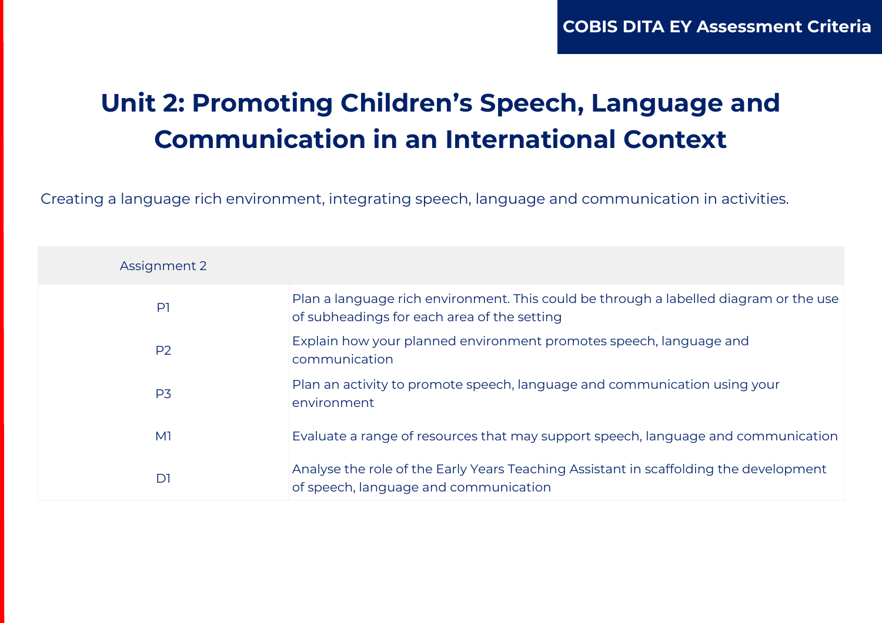# Unit 2: Promoting Children's Speech, Language and Communication in an International Context

Creating a language rich environment, integrating speech, language and communication in activities.

| Assignment 2 | |
| --- | --- |
| P1 | Plan a language rich environment. This could be through a labelled diagram or the use of subheadings for each area of the setting |
| P2 | Explain how your planned environment promotes speech, language and communication |
| P3 | Plan an activity to promote speech, language and communication using your environment |
| M1 | Evaluate a range of resources that may support speech, language and communication |
| D1 | Analyse the role of the Early Years Teaching Assistant in scaffolding the development of speech, language and communication |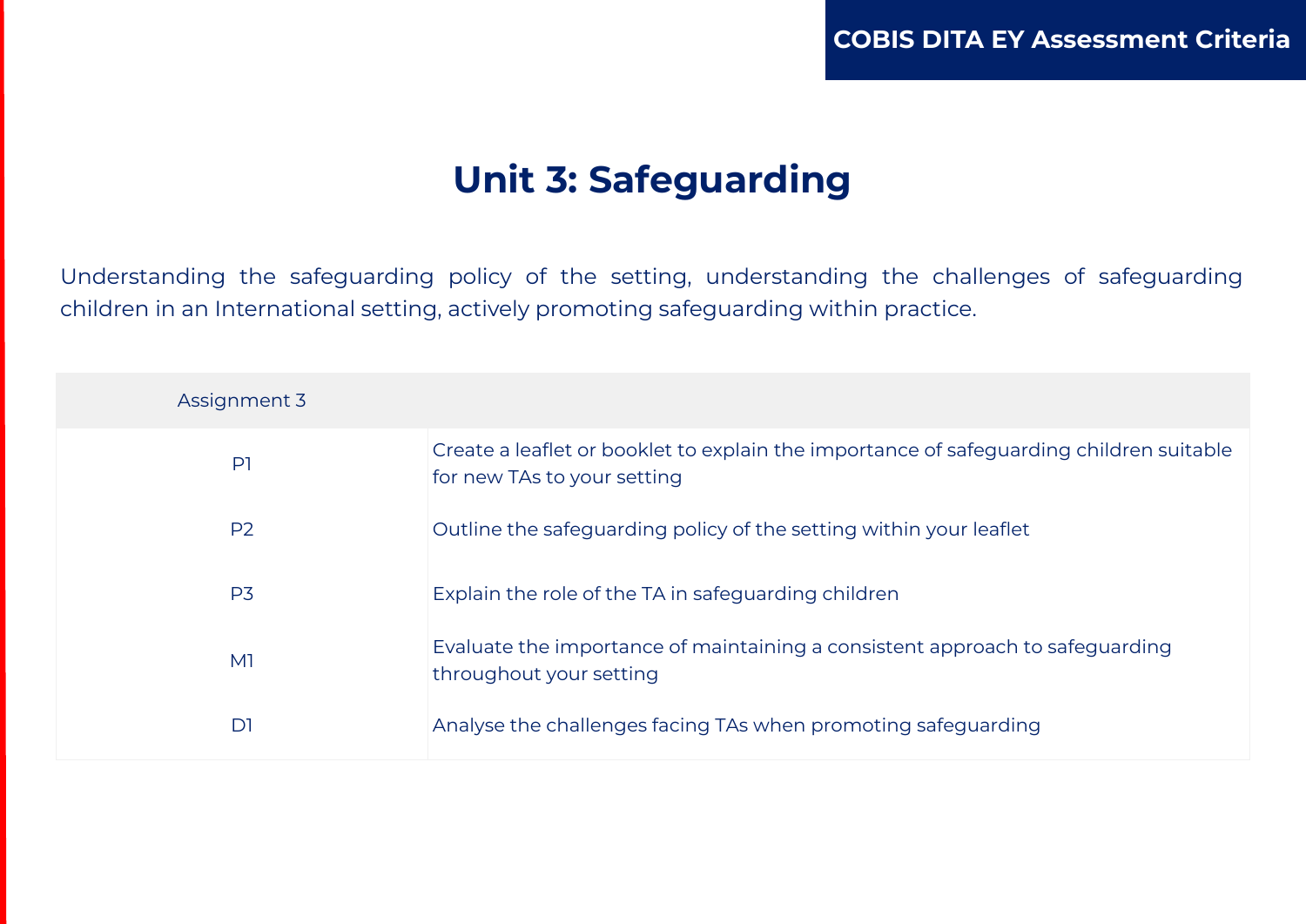# Unit 3: Safeguarding

Understanding the safeguarding policy of the setting, understanding the challenges of safeguarding children in an International setting, actively promoting safeguarding within practice.

| Assignment 3 | |
|---|---|
| P1 | Create a leaflet or booklet to explain the importance of safeguarding children suitable for new TAs to your setting |
| P2 | Outline the safeguarding policy of the setting within your leaflet |
| P3 | Explain the role of the TA in safeguarding children |
| M1 | Evaluate the importance of maintaining a consistent approach to safeguarding throughout your setting |
| D1 | Analyse the challenges facing TAs when promoting safeguarding |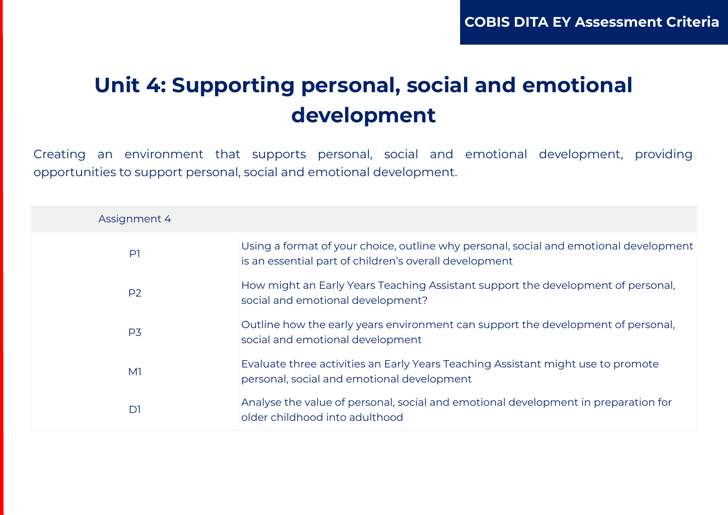# Unit 4: Supporting personal, social and emotional development

Creating an environment that supports personal, social and emotional development, providing opportunities to support personal, social and emotional development.

| Assignment 4 | |
| --- | --- |
| P1 | Using a format of your choice, outline why personal, social and emotional development is an essential part of children's overall development |
| P2 | How might an Early Years Teaching Assistant support the development of personal, social and emotional development? |
| P3 | Outline how the early years environment can support the development of personal, social and emotional development |
| M1 | Evaluate three activities an Early Years Teaching Assistant might use to promote personal, social and emotional development |
| D1 | Analyse the value of personal, social and emotional development in preparation for older childhood into adulthood |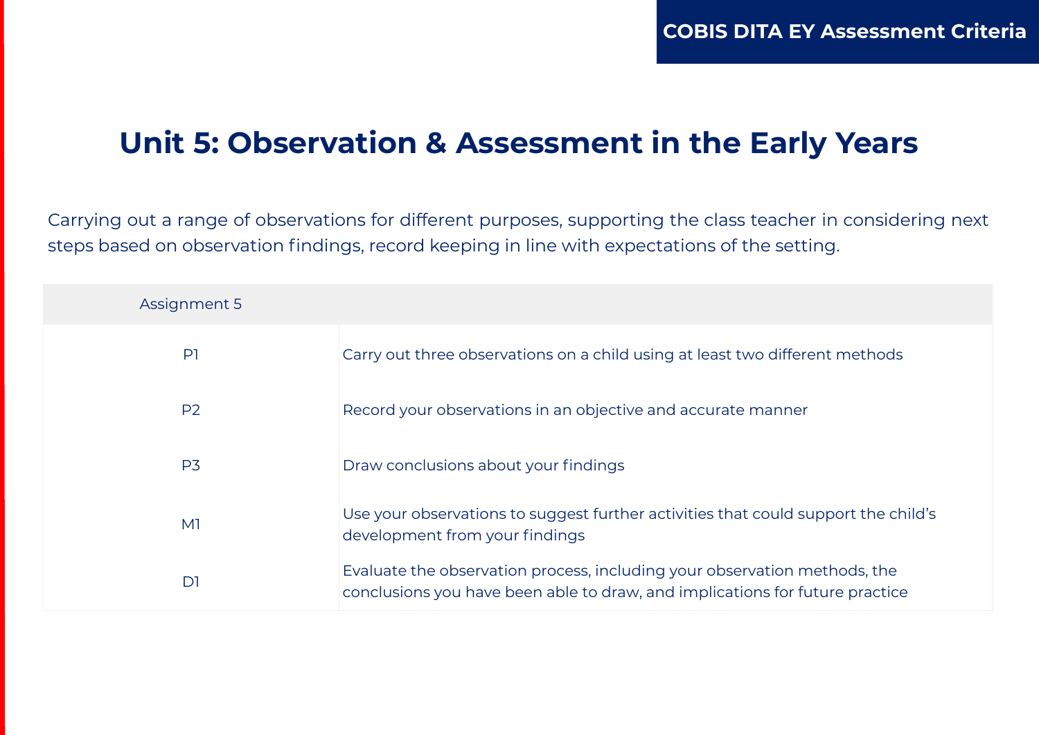# Unit 5: Observation & Assessment in the Early Years

Carrying out a range of observations for different purposes, supporting the class teacher in considering next steps based on observation findings, record keeping in line with expectations of the setting.

| Assignment 5 | |
|---|---|
| P1 | Carry out three observations on a child using at least two different methods |
| P2 | Record your observations in an objective and accurate manner |
| P3 | Draw conclusions about your findings |
| M1 | Use your observations to suggest further activities that could support the child's development from your findings |
| D1 | Evaluate the observation process, including your observation methods, the conclusions you have been able to draw, and implications for future practice |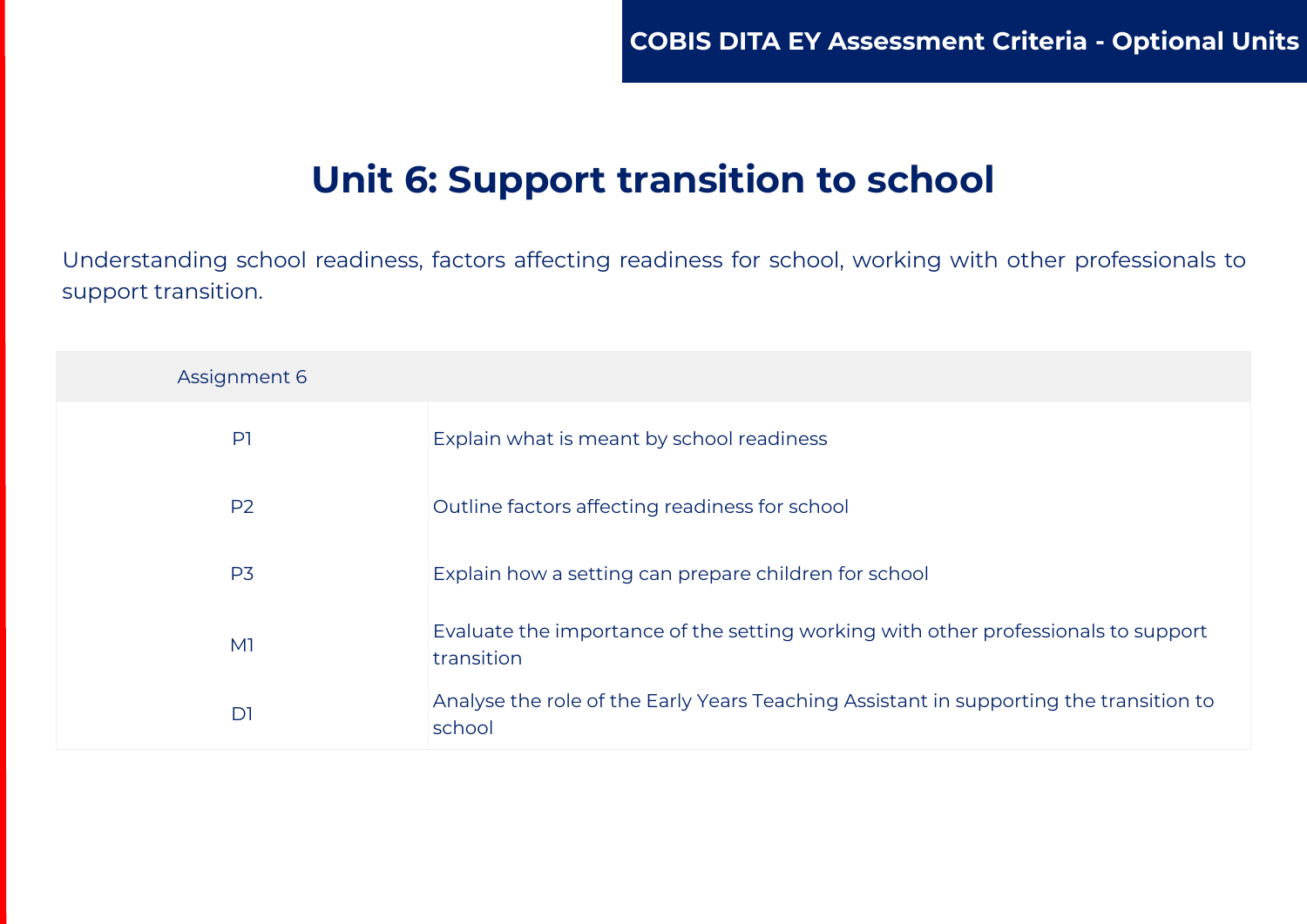# Unit 6: Support transition to school

Understanding school readiness, factors affecting readiness for school, working with other professionals to support transition.

| Assignment 6 | |
|---|---|
| P1 | Explain what is meant by school readiness |
| P2 | Outline factors affecting readiness for school |
| P3 | Explain how a setting can prepare children for school |
| M1 | Evaluate the importance of the setting working with other professionals to support transition |
| D1 | Analyse the role of the Early Years Teaching Assistant in supporting the transition to school |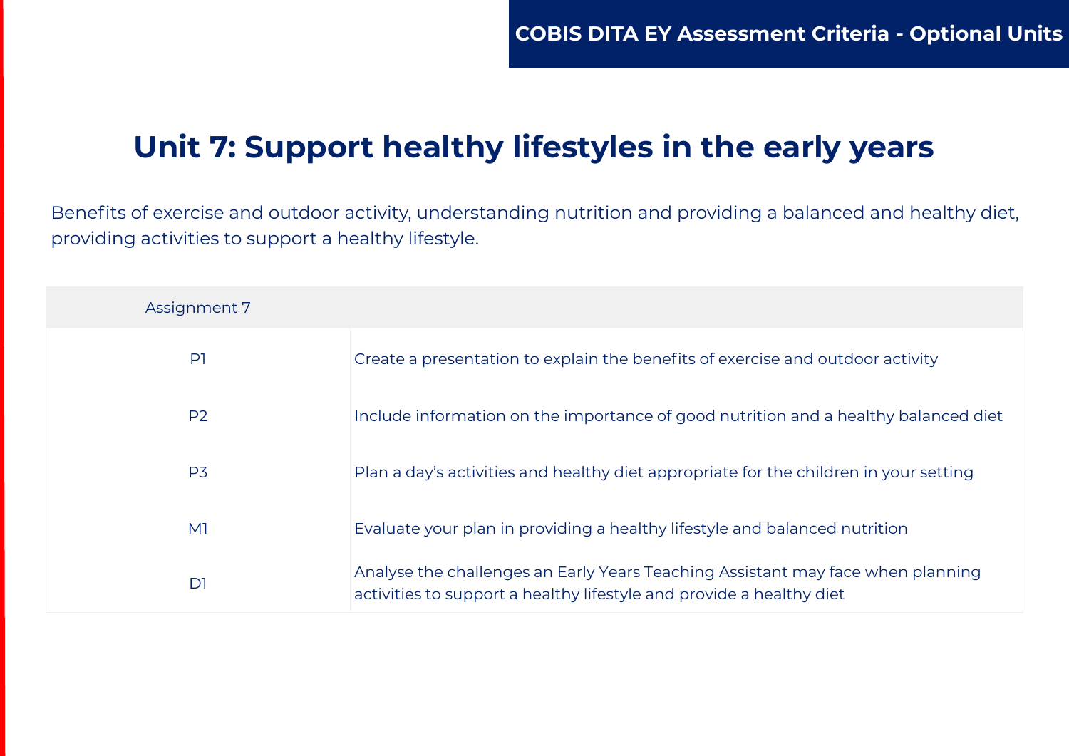# Unit 7: Support healthy lifestyles in the early years

Benefits of exercise and outdoor activity, understanding nutrition and providing a balanced and healthy diet, providing activities to support a healthy lifestyle.

| Assignment 7 | |
|---|---|
| P1 | Create a presentation to explain the benefits of exercise and outdoor activity |
| P2 | Include information on the importance of good nutrition and a healthy balanced diet |
| P3 | Plan a day's activities and healthy diet appropriate for the children in your setting |
| M1 | Evaluate your plan in providing a healthy lifestyle and balanced nutrition |
| D1 | Analyse the challenges an Early Years Teaching Assistant may face when planning activities to support a healthy lifestyle and provide a healthy diet |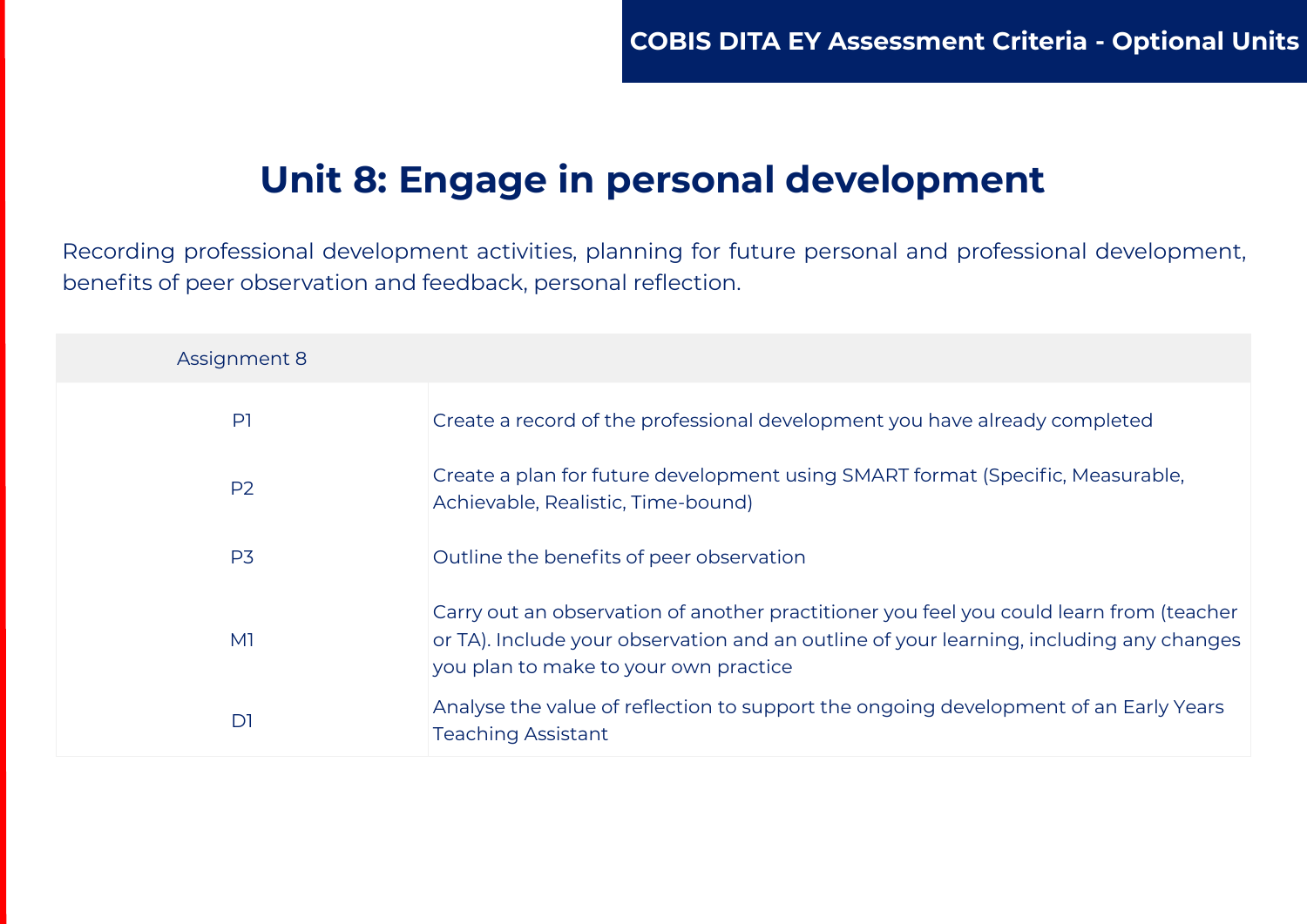# Unit 8: Engage in personal development

Recording professional development activities, planning for future personal and professional development, benefits of peer observation and feedback, personal reflection.

| Assignment 8 | |
|---|---|
| P1 | Create a record of the professional development you have already completed |
| P2 | Create a plan for future development using SMART format (Specific, Measurable, Achievable, Realistic, Time-bound) |
| P3 | Outline the benefits of peer observation |
| M1 | Carry out an observation of another practitioner you feel you could learn from (teacher or TA). Include your observation and an outline of your learning, including any changes you plan to make to your own practice |
| D1 | Analyse the value of reflection to support the ongoing development of an Early Years Teaching Assistant |